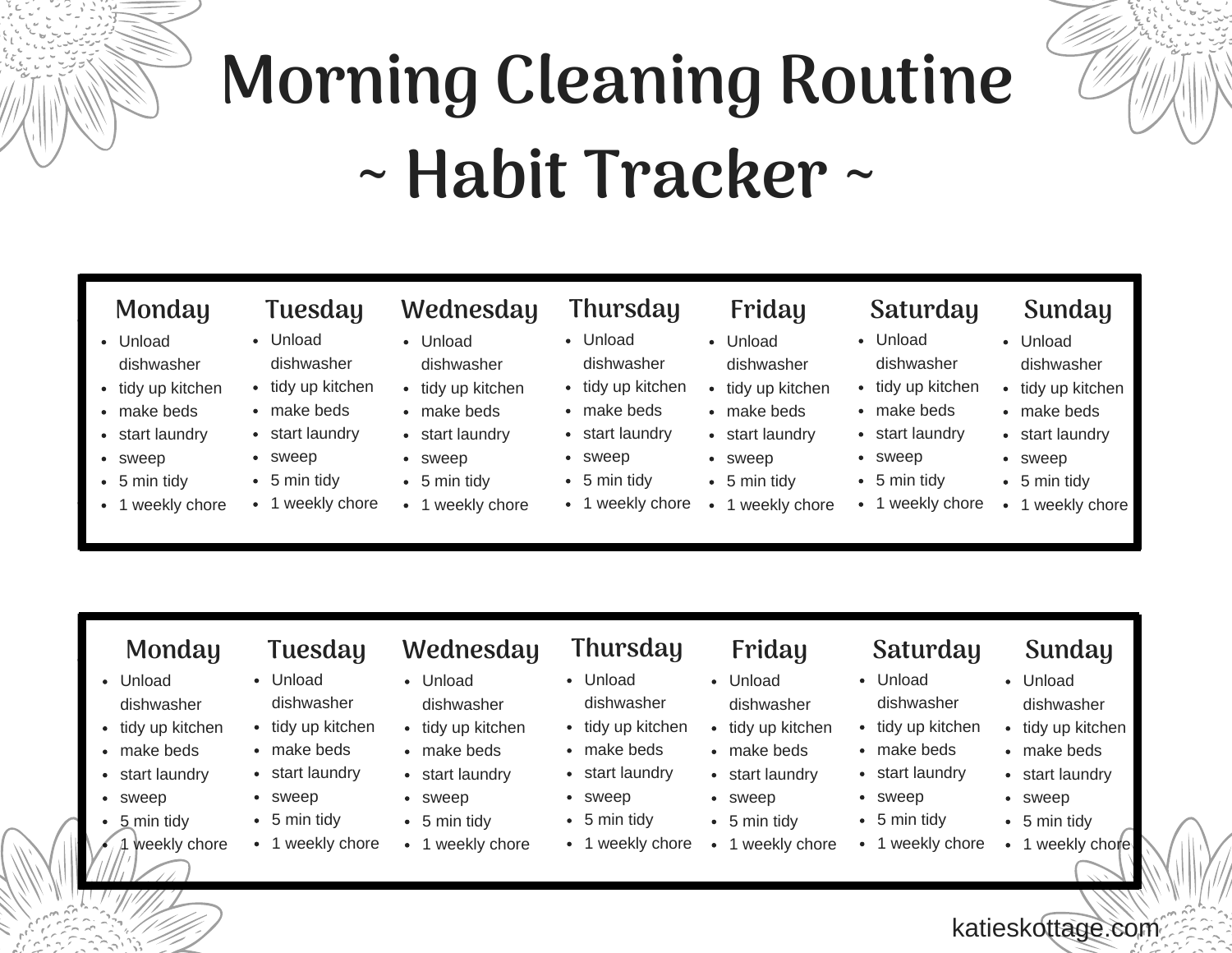# Morning Cleaning Routine

## ~ Habit Tracker ~

| Monday | Tuesday | Wednesday | Thursday | Friday | Saturday | Sunday |
|---|---|---|---|---|---|---|
| • Unload dishwasher | • Unload dishwasher | • Unload dishwasher | • Unload dishwasher | • Unload dishwasher | • Unload dishwasher | • Unload dishwasher |
| • tidy up kitchen | • tidy up kitchen | • tidy up kitchen | • tidy up kitchen | • tidy up kitchen | • tidy up kitchen | • tidy up kitchen |
| • make beds | • make beds | • make beds | • make beds | • make beds | • make beds | • make beds |
| • start laundry | • start laundry | • start laundry | • start laundry | • start laundry | • start laundry | • start laundry |
| • sweep | • sweep | • sweep | • sweep | • sweep | • sweep | • sweep |
| • 5 min tidy | • 5 min tidy | • 5 min tidy | • 5 min tidy | • 5 min tidy | • 5 min tidy | • 5 min tidy |
| • 1 weekly chore | • 1 weekly chore | • 1 weekly chore | • 1 weekly chore | • 1 weekly chore | • 1 weekly chore | • 1 weekly chore |

| Monday | Tuesday | Wednesday | Thursday | Friday | Saturday | Sunday |
|---|---|---|---|---|---|---|
| • Unload dishwasher | • Unload dishwasher | • Unload dishwasher | • Unload dishwasher | • Unload dishwasher | • Unload dishwasher | • Unload dishwasher |
| • tidy up kitchen | • tidy up kitchen | • tidy up kitchen | • tidy up kitchen | • tidy up kitchen | • tidy up kitchen | • tidy up kitchen |
| • make beds | • make beds | • make beds | • make beds | • make beds | • make beds | • make beds |
| • start laundry | • start laundry | • start laundry | • start laundry | • start laundry | • start laundry | • start laundry |
| • sweep | • sweep | • sweep | • sweep | • sweep | • sweep | • sweep |
| • 5 min tidy | • 5 min tidy | • 5 min tidy | • 5 min tidy | • 5 min tidy | • 5 min tidy | • 5 min tidy |
| • 1 weekly chore | • 1 weekly chore | • 1 weekly chore | • 1 weekly chore | • 1 weekly chore | • 1 weekly chore | • 1 weekly chore |

katieskottage.com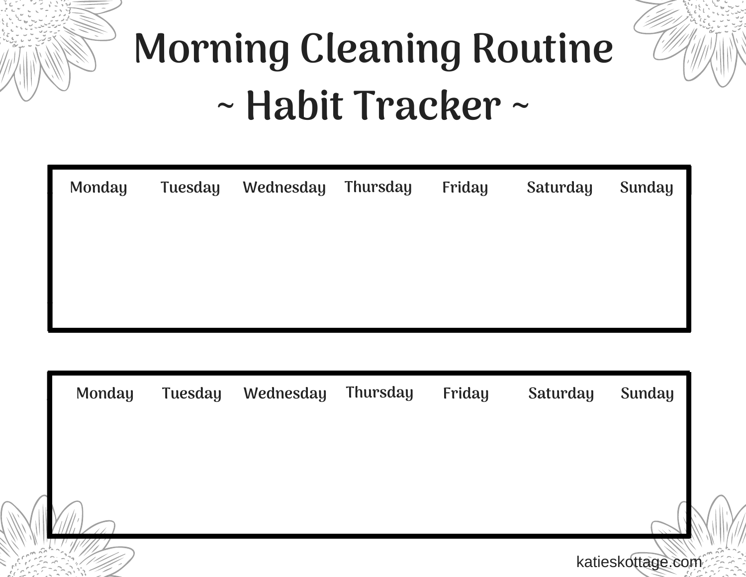# Morning Cleaning Routine

# ~ Habit Tracker ~

| Monday | Tuesday | Wednesday | Thursday | Friday | Saturday | Sunday |
| --- | --- | --- | --- | --- | --- | --- |
| | | | | | | |

| Monday | Tuesday | Wednesday | Thursday | Friday | Saturday | Sunday |
| --- | --- | --- | --- | --- | --- | --- |
| | | | | | | |

katieskottage.com